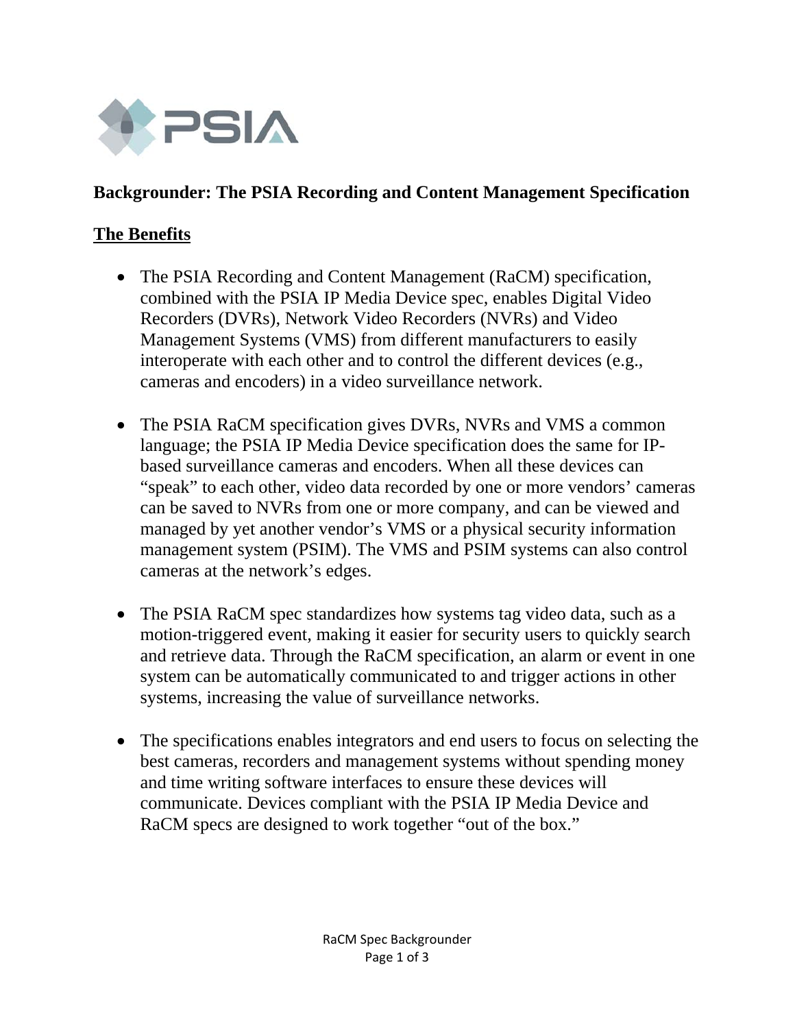# Backgrounder: The PSIA Recording and Content Management Specification

## The Benefits

- The PSIA Recording and Content Management (RaCM) specification, combined with the PSIA IP Media Device spec, enables Digital Video Recorders (DVRs), Network Video Recorders (NVRs) and Video Management Systems (VMS) from different manufacturers to easily interoperate with each other and to control the different devices (e.g., cameras and encoders) in a video surveillance network.

- The PSIA RaCM specification gives DVRs, NVRs and VMS a common language; the PSIA IP Media Device specification does the same for IP-based surveillance cameras and encoders. When all these devices can "speak" to each other, video data recorded by one or more vendors' cameras can be saved to NVRs from one or more company, and can be viewed and managed by yet another vendor's VMS or a physical security information management system (PSIM). The VMS and PSIM systems can also control cameras at the network's edges.

- The PSIA RaCM spec standardizes how systems tag video data, such as a motion-triggered event, making it easier for security users to quickly search and retrieve data. Through the RaCM specification, an alarm or event in one system can be automatically communicated to and trigger actions in other systems, increasing the value of surveillance networks.

- The specifications enables integrators and end users to focus on selecting the best cameras, recorders and management systems without spending money and time writing software interfaces to ensure these devices will communicate. Devices compliant with the PSIA IP Media Device and RaCM specs are designed to work together "out of the box."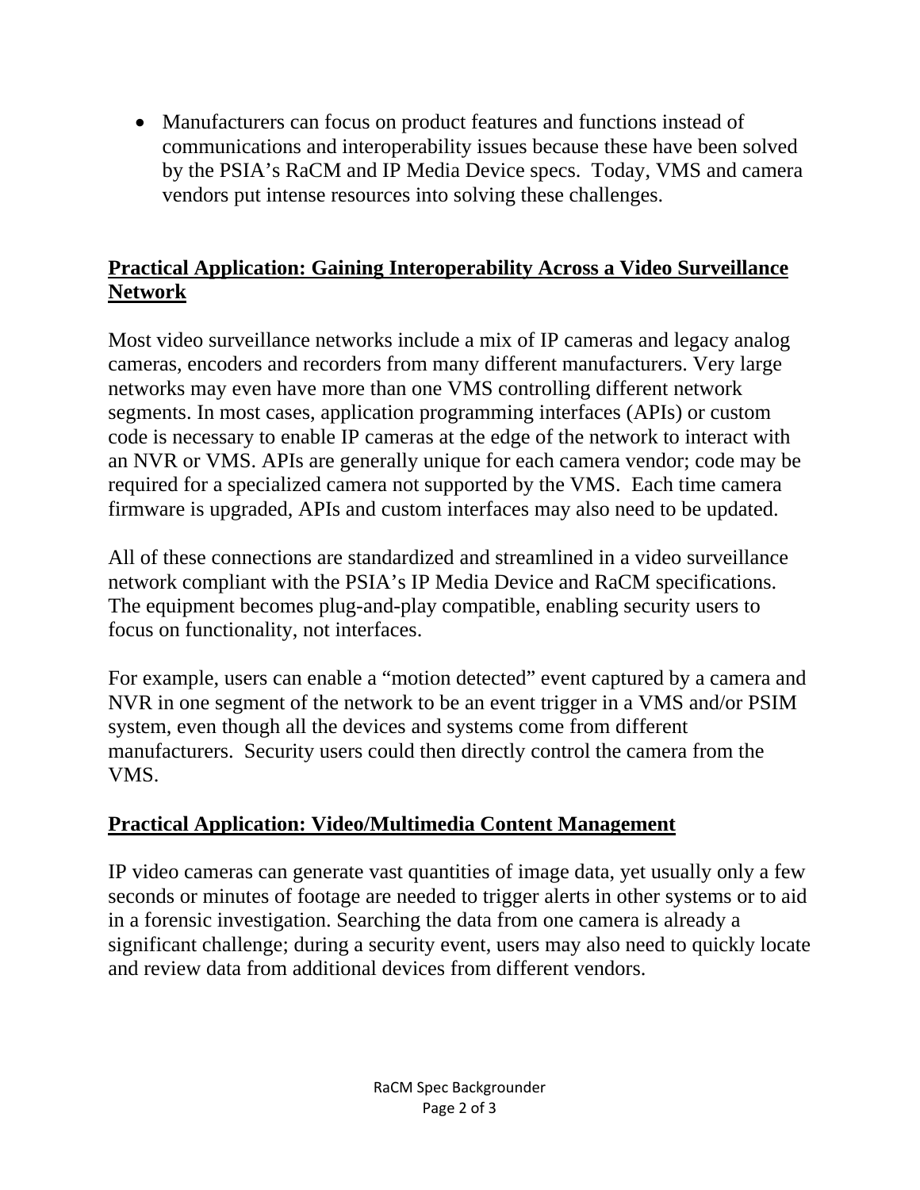- Manufacturers can focus on product features and functions instead of communications and interoperability issues because these have been solved by the PSIA's RaCM and IP Media Device specs.  Today, VMS and camera vendors put intense resources into solving these challenges.

## Practical Application: Gaining Interoperability Across a Video Surveillance Network

Most video surveillance networks include a mix of IP cameras and legacy analog cameras, encoders and recorders from many different manufacturers. Very large networks may even have more than one VMS controlling different network segments. In most cases, application programming interfaces (APIs) or custom code is necessary to enable IP cameras at the edge of the network to interact with an NVR or VMS. APIs are generally unique for each camera vendor; code may be required for a specialized camera not supported by the VMS.  Each time camera firmware is upgraded, APIs and custom interfaces may also need to be updated.

All of these connections are standardized and streamlined in a video surveillance network compliant with the PSIA's IP Media Device and RaCM specifications. The equipment becomes plug-and-play compatible, enabling security users to focus on functionality, not interfaces.

For example, users can enable a "motion detected" event captured by a camera and NVR in one segment of the network to be an event trigger in a VMS and/or PSIM system, even though all the devices and systems come from different manufacturers.  Security users could then directly control the camera from the VMS.

## Practical Application: Video/Multimedia Content Management

IP video cameras can generate vast quantities of image data, yet usually only a few seconds or minutes of footage are needed to trigger alerts in other systems or to aid in a forensic investigation. Searching the data from one camera is already a significant challenge; during a security event, users may also need to quickly locate and review data from additional devices from different vendors.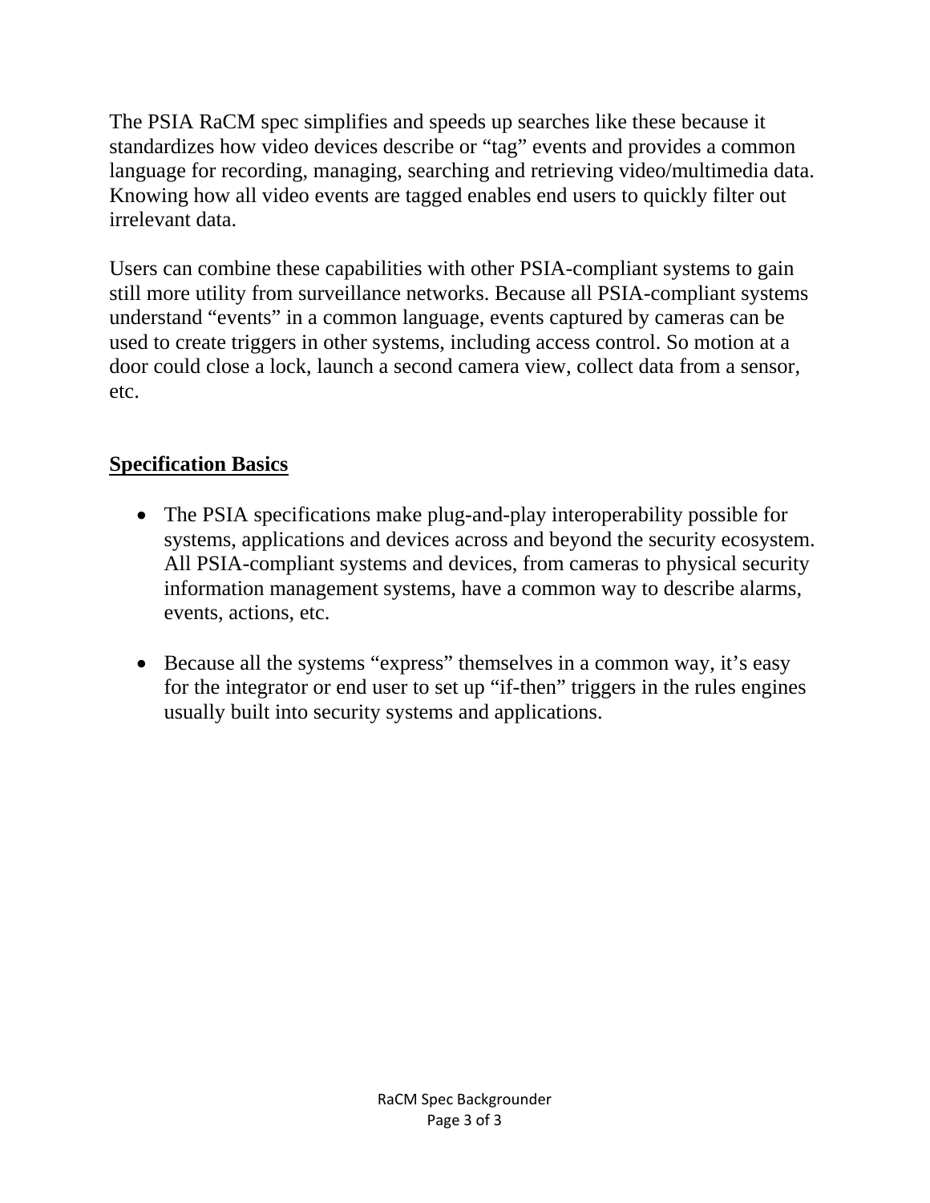The PSIA RaCM spec simplifies and speeds up searches like these because it standardizes how video devices describe or "tag" events and provides a common language for recording, managing, searching and retrieving video/multimedia data. Knowing how all video events are tagged enables end users to quickly filter out irrelevant data.

Users can combine these capabilities with other PSIA-compliant systems to gain still more utility from surveillance networks. Because all PSIA-compliant systems understand "events" in a common language, events captured by cameras can be used to create triggers in other systems, including access control. So motion at a door could close a lock, launch a second camera view, collect data from a sensor, etc.

## Specification Basics

- The PSIA specifications make plug-and-play interoperability possible for systems, applications and devices across and beyond the security ecosystem. All PSIA-compliant systems and devices, from cameras to physical security information management systems, have a common way to describe alarms, events, actions, etc.

- Because all the systems "express" themselves in a common way, it's easy for the integrator or end user to set up "if-then" triggers in the rules engines usually built into security systems and applications.